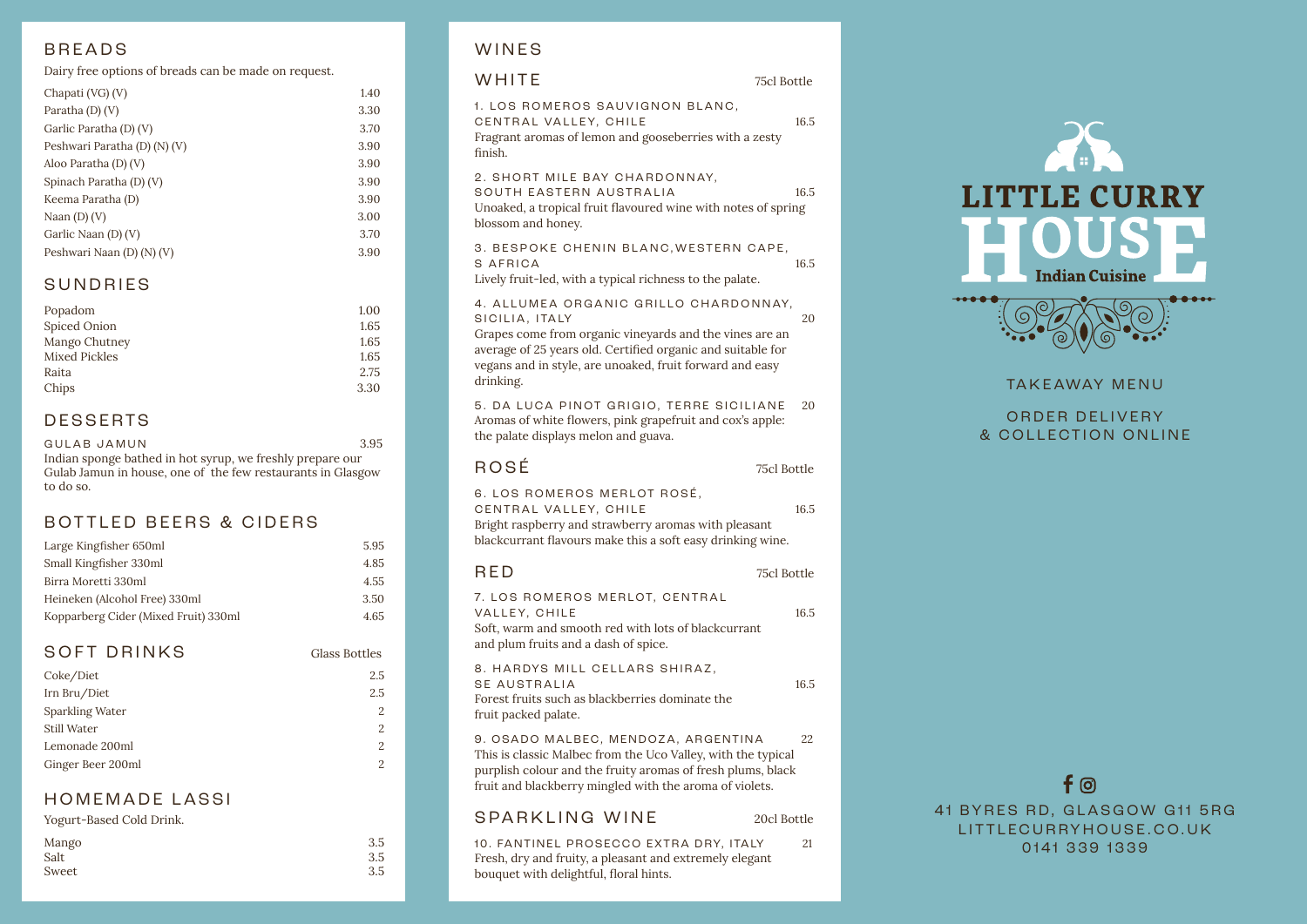## BREADS

Dairy free options of breads can be made on request.

| Item | Price |
|---|---|
| Chapati (VG) (V) | 1.40 |
| Paratha (D) (V) | 3.30 |
| Garlic Paratha (D) (V) | 3.70 |
| Peshwari Paratha (D) (N) (V) | 3.90 |
| Aloo Paratha (D) (V) | 3.90 |
| Spinach Paratha (D) (V) | 3.90 |
| Keema Paratha (D) | 3.90 |
| Naan (D) (V) | 3.00 |
| Garlic Naan (D) (V) | 3.70 |
| Peshwari Naan (D) (N) (V) | 3.90 |

## SUNDRIES

| Item | Price |
|---|---|
| Popadom | 1.00 |
| Spiced Onion | 1.65 |
| Mango Chutney | 1.65 |
| Mixed Pickles | 1.65 |
| Raita | 2.75 |
| Chips | 3.30 |

## DESSERTS

GULAB JAMUN 3.95

Indian sponge bathed in hot syrup, we freshly prepare our Gulab Jamun in house, one of the few restaurants in Glasgow to do so.

## BOTTLED BEERS & CIDERS

| Item | Price |
|---|---|
| Large Kingfisher 650ml | 5.95 |
| Small Kingfisher 330ml | 4.85 |
| Birra Moretti 330ml | 4.55 |
| Heineken (Alcohol Free) 330ml | 3.50 |
| Kopparberg Cider (Mixed Fruit) 330ml | 4.65 |

## SOFT DRINKS

| Item | Glass Bottles |
|---|---|
| Coke/Diet | 2.5 |
| Irn Bru/Diet | 2.5 |
| Sparkling Water | 2 |
| Still Water | 2 |
| Lemonade 200ml | 2 |
| Ginger Beer 200ml | 2 |

## HOMEMADE LASSI

Yogurt-Based Cold Drink.

| Item | Price |
|---|---|
| Mango | 3.5 |
| Salt | 3.5 |
| Sweet | 3.5 |

## WINES

### WHITE (75cl Bottle)

1. LOS ROMEROS SAUVIGNON BLANC, CENTRAL VALLEY, CHILE — 16.5
Fragrant aromas of lemon and gooseberries with a zesty finish.

2. SHORT MILE BAY CHARDONNAY, SOUTH EASTERN AUSTRALIA — 16.5
Unoaked, a tropical fruit flavoured wine with notes of spring blossom and honey.

3. BESPOKE CHENIN BLANC,WESTERN CAPE, S AFRICA — 16.5
Lively fruit-led, with a typical richness to the palate.

4. ALLUMEA ORGANIC GRILLO CHARDONNAY, SICILIA, ITALY — 20
Grapes come from organic vineyards and the vines are an average of 25 years old. Certified organic and suitable for vegans and in style, are unoaked, fruit forward and easy drinking.

5. DA LUCA PINOT GRIGIO, TERRE SICILIANE — 20
Aromas of white flowers, pink grapefruit and cox's apple: the palate displays melon and guava.

### ROSÉ (75cl Bottle)

6. LOS ROMEROS MERLOT ROSÉ, CENTRAL VALLEY, CHILE — 16.5
Bright raspberry and strawberry aromas with pleasant blackcurrant flavours make this a soft easy drinking wine.

### RED (75cl Bottle)

7. LOS ROMEROS MERLOT, CENTRAL VALLEY, CHILE — 16.5
Soft, warm and smooth red with lots of blackcurrant and plum fruits and a dash of spice.

8. HARDYS MILL CELLARS SHIRAZ, SE AUSTRALIA — 16.5
Forest fruits such as blackberries dominate the fruit packed palate.

9. OSADO MALBEC, MENDOZA, ARGENTINA — 22
This is classic Malbec from the Uco Valley, with the typical purplish colour and the fruity aromas of fresh plums, black fruit and blackberry mingled with the aroma of violets.

### SPARKLING WINE (20cl Bottle)

10. FANTINEL PROSECCO EXTRA DRY, ITALY — 21
Fresh, dry and fruity, a pleasant and extremely elegant bouquet with delightful, floral hints.

# LITTLE CURRY HOUSE

Indian Cuisine

TAKEAWAY MENU

ORDER DELIVERY & COLLECTION ONLINE

41 BYRES RD, GLASGOW G11 5RG
LITTLECURRYHOUSE.CO.UK
0141 339 1339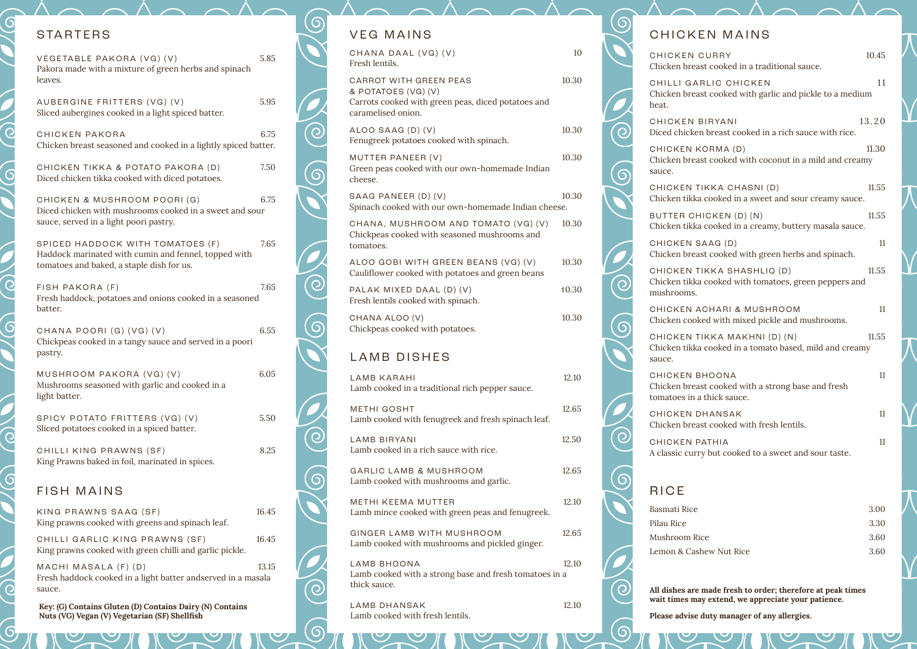## STARTERS

VEGETABLE PAKORA (VG) (V) — 5.85
Pakora made with a mixture of green herbs and spinach leaves.

AUBERGINE FRITTERS (VG) (V) — 5.95
Sliced aubergines cooked in a light spiced batter.

CHICKEN PAKORA — 6.75
Chicken breast seasoned and cooked in a lightly spiced batter.

CHICKEN TIKKA & POTATO PAKORA (D) — 7.50
Diced chicken tikka cooked with diced potatoes.

CHICKEN & MUSHROOM POORI (G) — 6.75
Diced chicken with mushrooms cooked in a sweet and sour sauce, served in a light poori pastry.

SPICED HADDOCK WITH TOMATOES (F) — 7.65
Haddock marinated with cumin and fennel, topped with tomatoes and baked, a staple dish for us.

FISH PAKORA (F) — 7.65
Fresh haddock, potatoes and onions cooked in a seasoned batter.

CHANA POORI (G) (VG) (V) — 6.55
Chickpeas cooked in a tangy sauce and served in a poori pastry.

MUSHROOM PAKORA (VG) (V) — 6.05
Mushrooms seasoned with garlic and cooked in a light batter.

SPICY POTATO FRITTERS (VG) (V) — 5.50
Sliced potatoes cooked in a spiced batter.

CHILLI KING PRAWNS (SF) — 8.25
King Prawns baked in foil, marinated in spices.

## FISH MAINS

KING PRAWNS SAAG (SF) — 16.45
King prawns cooked with greens and spinach leaf.

CHILLI GARLIC KING PRAWNS (SF) — 16.45
King prawns cooked with green chilli and garlic pickle.

MACHI MASALA (F) (D) — 13.15
Fresh haddock cooked in a light batter andserved in a masala sauce.

**Key: (G) Contains Gluten (D) Contains Dairy (N) Contains Nuts (VG) Vegan (V) Vegetarian (SF) Shellfish**

## VEG MAINS

CHANA DAAL (VG) (V) — 10
Fresh lentils.

CARROT WITH GREEN PEAS & POTATOES (VG) (V) — 10.30
Carrots cooked with green peas, diced potatoes and caramelised onion.

ALOO SAAG (D) (V) — 10.30
Fenugreek potatoes cooked with spinach.

MUTTER PANEER (V) — 10.30
Green peas cooked with our own-homemade Indian cheese.

SAAG PANEER (D) (V) — 10.30
Spinach cooked with our own-homemade Indian cheese.

CHANA, MUSHROOM AND TOMATO (VG) (V) — 10.30
Chickpeas cooked with seasoned mushrooms and tomatoes.

ALOO GOBI WITH GREEN BEANS (VG) (V) — 10.30
Cauliflower cooked with potatoes and green beans

PALAK MIXED DAAL (D) (V) — 10.30
Fresh lentils cooked with spinach.

CHANA ALOO (V) — 10.30
Chickpeas cooked with potatoes.

## LAMB DISHES

LAMB KARAHI — 12.10
Lamb cooked in a traditional rich pepper sauce.

METHI GOSHT — 12.65
Lamb cooked with fenugreek and fresh spinach leaf.

LAMB BIRYANI — 12.50
Lamb cooked in a rich sauce with rice.

GARLIC LAMB & MUSHROOM — 12.65
Lamb cooked with mushrooms and garlic.

METHI KEEMA MUTTER — 12.10
Lamb mince cooked with green peas and fenugreek.

GINGER LAMB WITH MUSHROOM — 12.65
Lamb cooked with mushrooms and pickled ginger.

LAMB BHOONA — 12.10
Lamb cooked with a strong base and fresh tomatoes in a thick sauce.

LAMB DHANSAK — 12.10
Lamb cooked with fresh lentils.

## CHICKEN MAINS

CHICKEN CURRY — 10.45
Chicken breast cooked in a traditional sauce.

CHILLI GARLIC CHICKEN — 11
Chicken breast cooked with garlic and pickle to a medium heat.

CHICKEN BIRYANI — 13.20
Diced chicken breast cooked in a rich sauce with rice.

CHICKEN KORMA (D) — 11.30
Chicken breast cooked with coconut in a mild and creamy sauce.

CHICKEN TIKKA CHASNI (D) — 11.55
Chicken tikka cooked in a sweet and sour creamy sauce.

BUTTER CHICKEN (D) (N) — 11.55
Chicken tikka cooked in a creamy, buttery masala sauce.

CHICKEN SAAG (D) — 11
Chicken breast cooked with green herbs and spinach.

CHICKEN TIKKA SHASHLIQ (D) — 11.55
Chicken tikka cooked with tomatoes, green peppers and mushrooms.

CHICKEN ACHARI & MUSHROOM — 11
Chicken cooked with mixed pickle and mushrooms.

CHICKEN TIKKA MAKHNI (D) (N) — 11.55
Chicken tikka cooked in a tomato based, mild and creamy sauce.

CHICKEN BHOONA — 11
Chicken breast cooked with a strong base and fresh tomatoes in a thick sauce.

CHICKEN DHANSAK — 11
Chicken breast cooked with fresh lentils.

CHICKEN PATHIA — 11
A classic curry but cooked to a sweet and sour taste.

## RICE

| | |
|---|---|
| Basmati Rice | 3.00 |
| Pilau Rice | 3.30 |
| Mushroom Rice | 3.60 |
| Lemon & Cashew Nut Rice | 3.60 |

**All dishes are made fresh to order; therefore at peak times wait times may extend, we appreciate your patience.**

**Please advise duty manager of any allergies.**